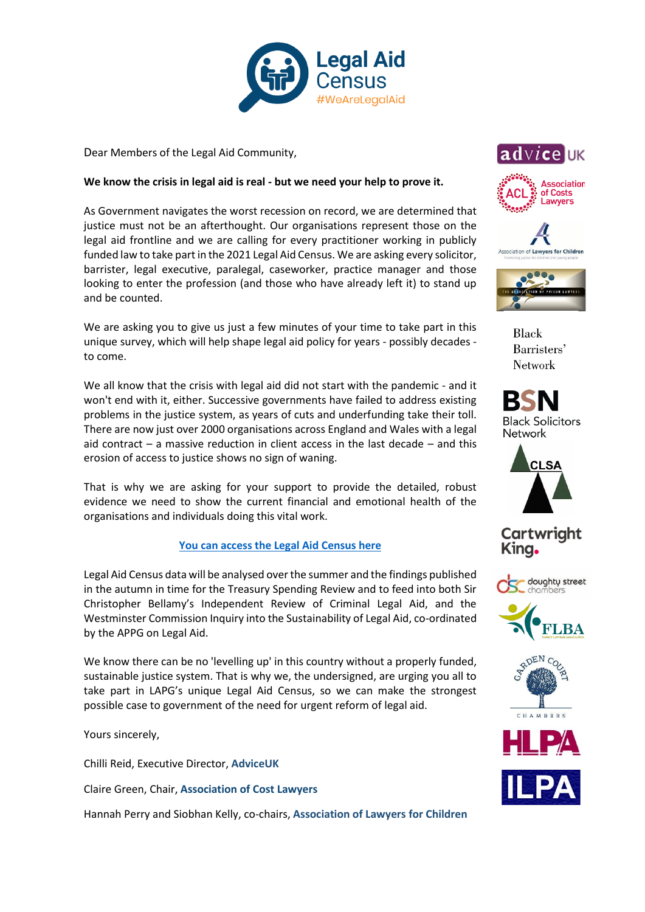Dear Members of the Legal Aid Community,

**We know the crisis in legal aid is real - but we need your help to prove it.**

As Government navigates the worst recession on record, we are determined that justice must not be an afterthought. Our organisations represent those on the legal aid frontline and we are calling for every practitioner working in publicly funded law to take part in the 2021 Legal Aid Census. We are asking every solicitor, barrister, legal executive, paralegal, caseworker, practice manager and those looking to enter the profession (and those who have already left it) to stand up and be counted.

We are asking you to give us just a few minutes of your time to take part in this unique survey, which will help shape legal aid policy for years - possibly decades - to come.

We all know that the crisis with legal aid did not start with the pandemic - and it won't end with it, either. Successive governments have failed to address existing problems in the justice system, as years of cuts and underfunding take their toll. There are now just over 2000 organisations across England and Wales with a legal aid contract – a massive reduction in client access in the last decade – and this erosion of access to justice shows no sign of waning.

That is why we are asking for your support to provide the detailed, robust evidence we need to show the current financial and emotional health of the organisations and individuals doing this vital work.

**You can access the Legal Aid Census here**

Legal Aid Census data will be analysed over the summer and the findings published in the autumn in time for the Treasury Spending Review and to feed into both Sir Christopher Bellamy's Independent Review of Criminal Legal Aid, and the Westminster Commission Inquiry into the Sustainability of Legal Aid, co-ordinated by the APPG on Legal Aid.

We know there can be no 'levelling up' in this country without a properly funded, sustainable justice system. That is why we, the undersigned, are urging you all to take part in LAPG's unique Legal Aid Census, so we can make the strongest possible case to government of the need for urgent reform of legal aid.

Yours sincerely,

Chilli Reid, Executive Director, **AdviceUK**

Claire Green, Chair, **Association of Cost Lawyers**

Hannah Perry and Siobhan Kelly, co-chairs, **Association of Lawyers for Children**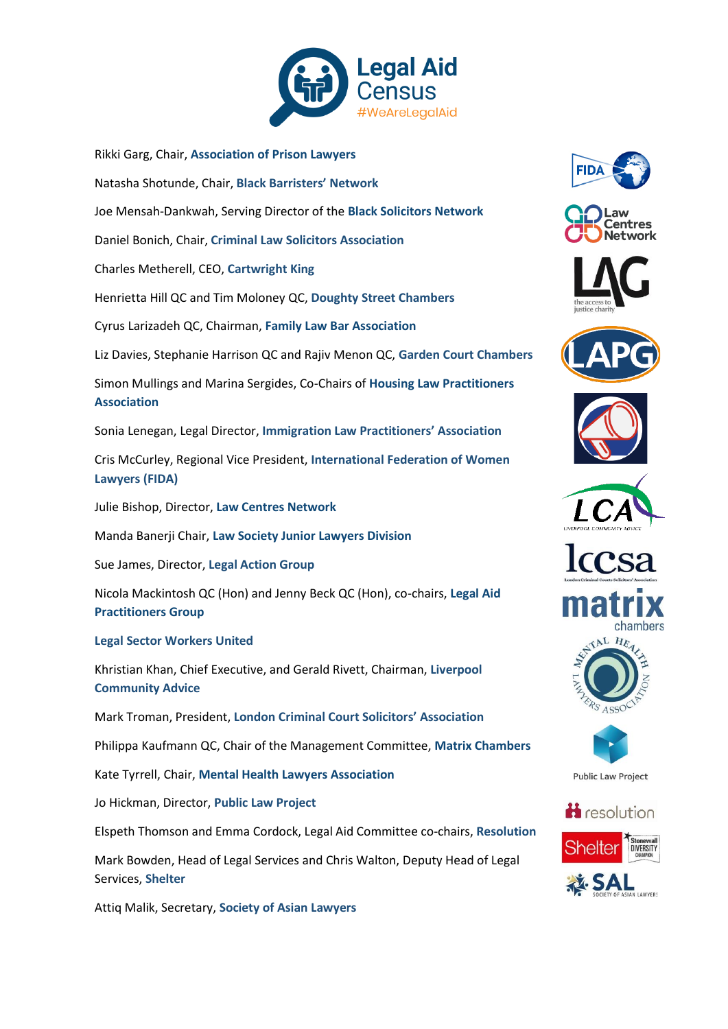Rikki Garg, Chair, **Association of Prison Lawyers**

Natasha Shotunde, Chair, **Black Barristers' Network**

Joe Mensah-Dankwah, Serving Director of the **Black Solicitors Network**

Daniel Bonich, Chair, **Criminal Law Solicitors Association**

Charles Metherell, CEO, **Cartwright King**

Henrietta Hill QC and Tim Moloney QC, **Doughty Street Chambers**

Cyrus Larizadeh QC, Chairman, **Family Law Bar Association**

Liz Davies, Stephanie Harrison QC and Rajiv Menon QC, **Garden Court Chambers**

Simon Mullings and Marina Sergides, Co-Chairs of **Housing Law Practitioners Association**

Sonia Lenegan, Legal Director, **Immigration Law Practitioners' Association**

Cris McCurley, Regional Vice President, **International Federation of Women Lawyers (FIDA)**

Julie Bishop, Director, **Law Centres Network**

Manda Banerji Chair, **Law Society Junior Lawyers Division**

Sue James, Director, **Legal Action Group**

Nicola Mackintosh QC (Hon) and Jenny Beck QC (Hon), co-chairs, **Legal Aid Practitioners Group**

**Legal Sector Workers United**

Khristian Khan, Chief Executive, and Gerald Rivett, Chairman, **Liverpool Community Advice**

Mark Troman, President, **London Criminal Court Solicitors' Association**

Philippa Kaufmann QC, Chair of the Management Committee, **Matrix Chambers**

Kate Tyrrell, Chair, **Mental Health Lawyers Association**

Jo Hickman, Director, **Public Law Project**

Elspeth Thomson and Emma Cordock, Legal Aid Committee co-chairs, **Resolution**

Mark Bowden, Head of Legal Services and Chris Walton, Deputy Head of Legal Services, **Shelter**

Attiq Malik, Secretary, **Society of Asian Lawyers**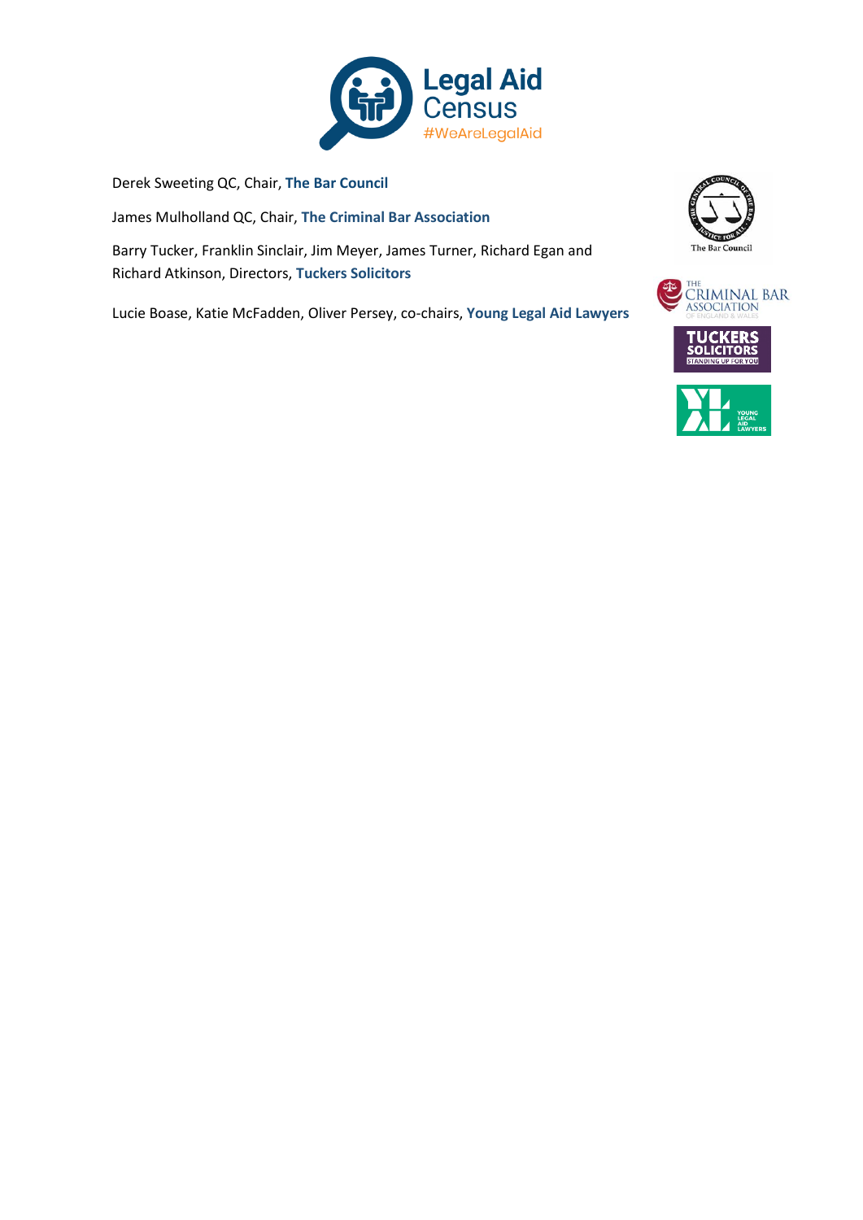Derek Sweeting QC, Chair, **The Bar Council**

James Mulholland QC, Chair, **The Criminal Bar Association**

Barry Tucker, Franklin Sinclair, Jim Meyer, James Turner, Richard Egan and Richard Atkinson, Directors, **Tuckers Solicitors**

Lucie Boase, Katie McFadden, Oliver Persey, co-chairs, **Young Legal Aid Lawyers**